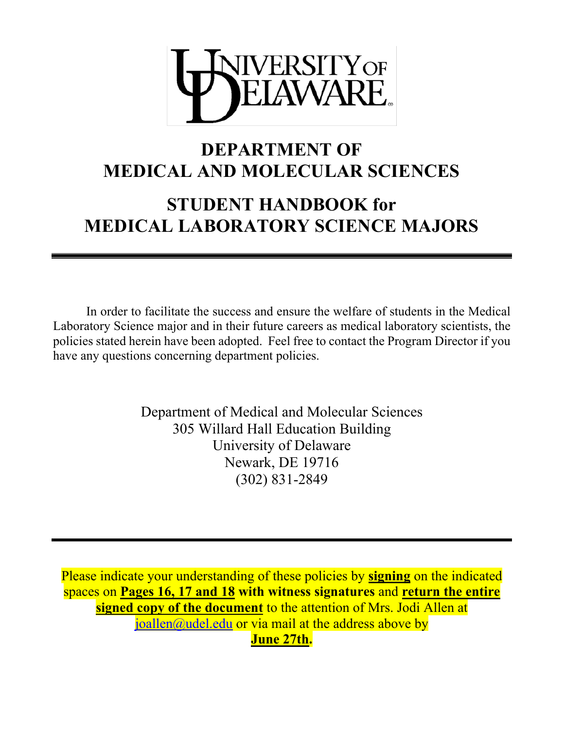UNIVERSITY OF DELAWARE

# DEPARTMENT OF MEDICAL AND MOLECULAR SCIENCES

# STUDENT HANDBOOK for MEDICAL LABORATORY SCIENCE MAJORS

In order to facilitate the success and ensure the welfare of students in the Medical Laboratory Science major and in their future careers as medical laboratory scientists, the policies stated herein have been adopted. Feel free to contact the Program Director if you have any questions concerning department policies.

Department of Medical and Molecular Sciences
305 Willard Hall Education Building
University of Delaware
Newark, DE 19716
(302) 831-2849

Please indicate your understanding of these policies by **signing** on the indicated spaces on **Pages 16, 17 and 18 with witness signatures** and **return the entire signed copy of the document** to the attention of Mrs. Jodi Allen at joallen@udel.edu or via mail at the address above by **June 27th.**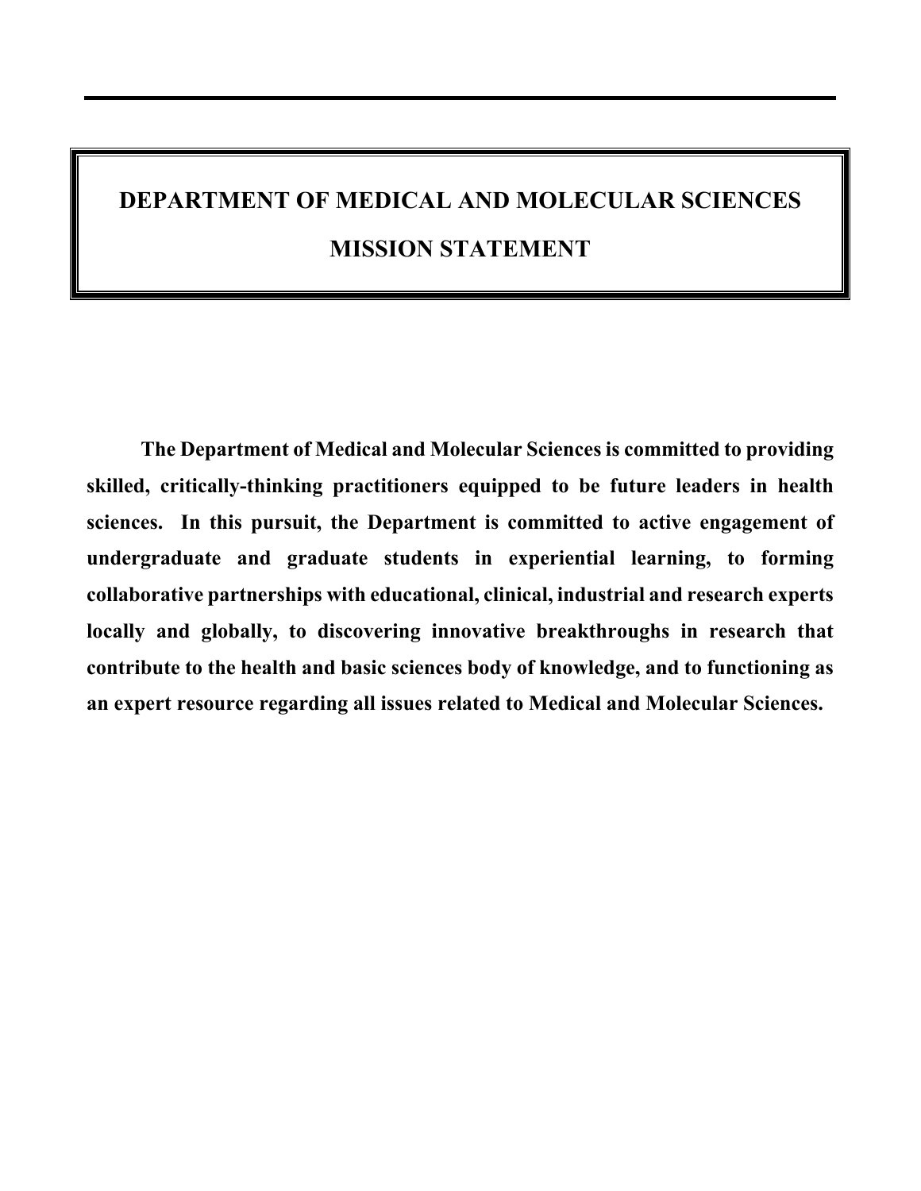# DEPARTMENT OF MEDICAL AND MOLECULAR SCIENCES

# MISSION STATEMENT

**The Department of Medical and Molecular Sciences is committed to providing skilled, critically-thinking practitioners equipped to be future leaders in health sciences. In this pursuit, the Department is committed to active engagement of undergraduate and graduate students in experiential learning, to forming collaborative partnerships with educational, clinical, industrial and research experts locally and globally, to discovering innovative breakthroughs in research that contribute to the health and basic sciences body of knowledge, and to functioning as an expert resource regarding all issues related to Medical and Molecular Sciences.**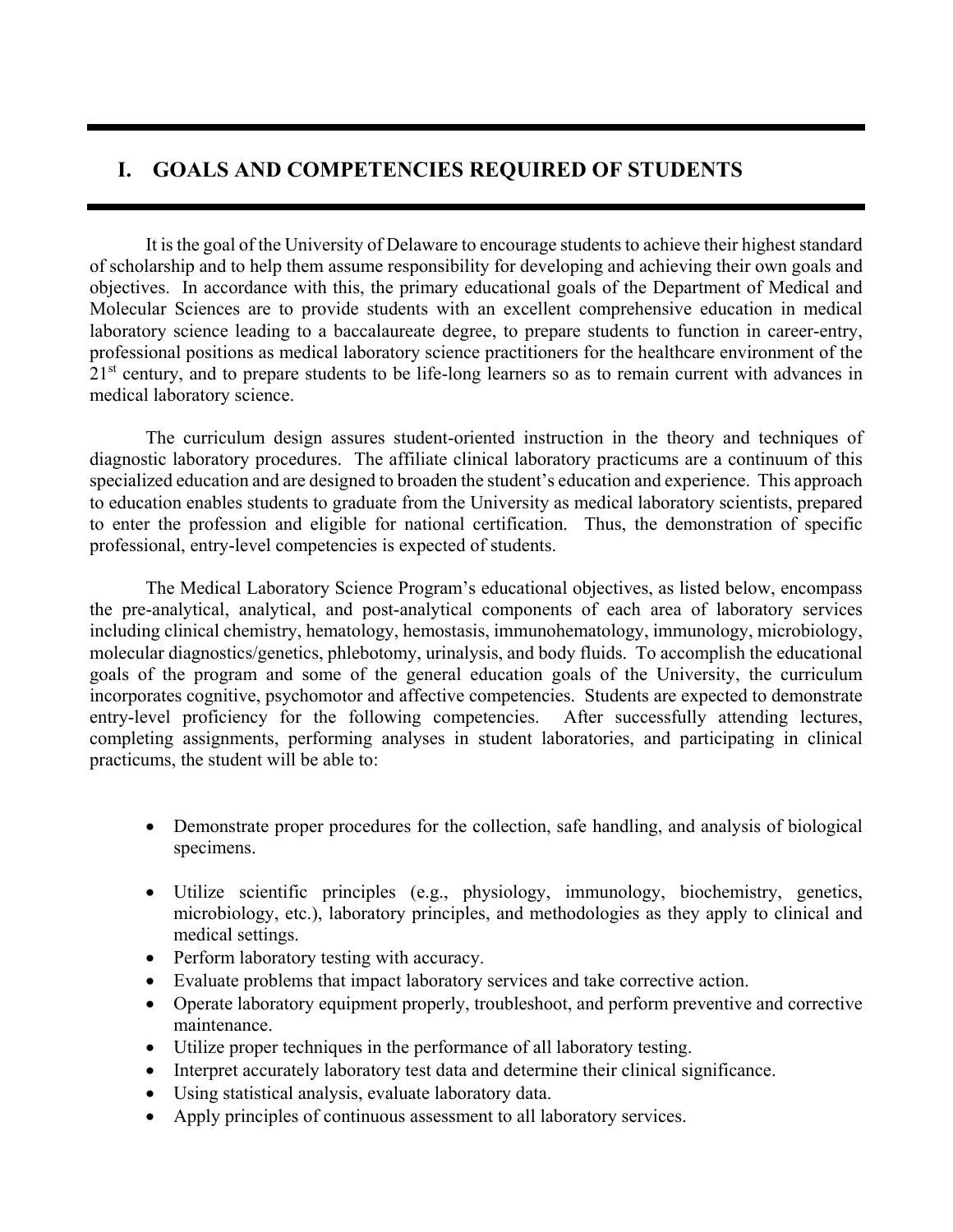# I. GOALS AND COMPETENCIES REQUIRED OF STUDENTS

It is the goal of the University of Delaware to encourage students to achieve their highest standard of scholarship and to help them assume responsibility for developing and achieving their own goals and objectives. In accordance with this, the primary educational goals of the Department of Medical and Molecular Sciences are to provide students with an excellent comprehensive education in medical laboratory science leading to a baccalaureate degree, to prepare students to function in career-entry, professional positions as medical laboratory science practitioners for the healthcare environment of the 21st century, and to prepare students to be life-long learners so as to remain current with advances in medical laboratory science.

The curriculum design assures student-oriented instruction in the theory and techniques of diagnostic laboratory procedures. The affiliate clinical laboratory practicums are a continuum of this specialized education and are designed to broaden the student's education and experience. This approach to education enables students to graduate from the University as medical laboratory scientists, prepared to enter the profession and eligible for national certification. Thus, the demonstration of specific professional, entry-level competencies is expected of students.

The Medical Laboratory Science Program's educational objectives, as listed below, encompass the pre-analytical, analytical, and post-analytical components of each area of laboratory services including clinical chemistry, hematology, hemostasis, immunohematology, immunology, microbiology, molecular diagnostics/genetics, phlebotomy, urinalysis, and body fluids. To accomplish the educational goals of the program and some of the general education goals of the University, the curriculum incorporates cognitive, psychomotor and affective competencies. Students are expected to demonstrate entry-level proficiency for the following competencies. After successfully attending lectures, completing assignments, performing analyses in student laboratories, and participating in clinical practicums, the student will be able to:

- Demonstrate proper procedures for the collection, safe handling, and analysis of biological specimens.
- Utilize scientific principles (e.g., physiology, immunology, biochemistry, genetics, microbiology, etc.), laboratory principles, and methodologies as they apply to clinical and medical settings.
- Perform laboratory testing with accuracy.
- Evaluate problems that impact laboratory services and take corrective action.
- Operate laboratory equipment properly, troubleshoot, and perform preventive and corrective maintenance.
- Utilize proper techniques in the performance of all laboratory testing.
- Interpret accurately laboratory test data and determine their clinical significance.
- Using statistical analysis, evaluate laboratory data.
- Apply principles of continuous assessment to all laboratory services.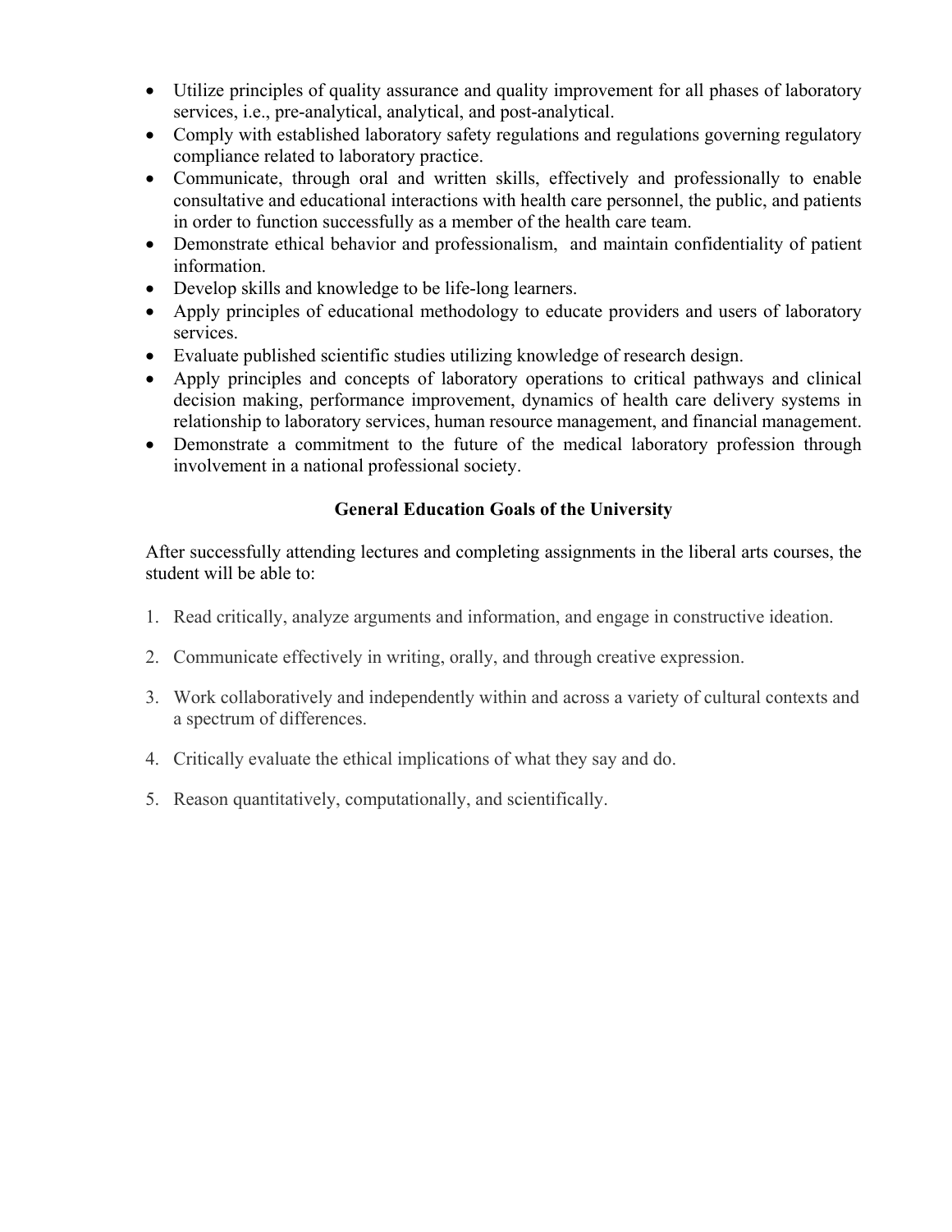- Utilize principles of quality assurance and quality improvement for all phases of laboratory services, i.e., pre-analytical, analytical, and post-analytical.
- Comply with established laboratory safety regulations and regulations governing regulatory compliance related to laboratory practice.
- Communicate, through oral and written skills, effectively and professionally to enable consultative and educational interactions with health care personnel, the public, and patients in order to function successfully as a member of the health care team.
- Demonstrate ethical behavior and professionalism, and maintain confidentiality of patient information.
- Develop skills and knowledge to be life-long learners.
- Apply principles of educational methodology to educate providers and users of laboratory services.
- Evaluate published scientific studies utilizing knowledge of research design.
- Apply principles and concepts of laboratory operations to critical pathways and clinical decision making, performance improvement, dynamics of health care delivery systems in relationship to laboratory services, human resource management, and financial management.
- Demonstrate a commitment to the future of the medical laboratory profession through involvement in a national professional society.

## General Education Goals of the University

After successfully attending lectures and completing assignments in the liberal arts courses, the student will be able to:

1. Read critically, analyze arguments and information, and engage in constructive ideation.
2. Communicate effectively in writing, orally, and through creative expression.
3. Work collaboratively and independently within and across a variety of cultural contexts and a spectrum of differences.
4. Critically evaluate the ethical implications of what they say and do.
5. Reason quantitatively, computationally, and scientifically.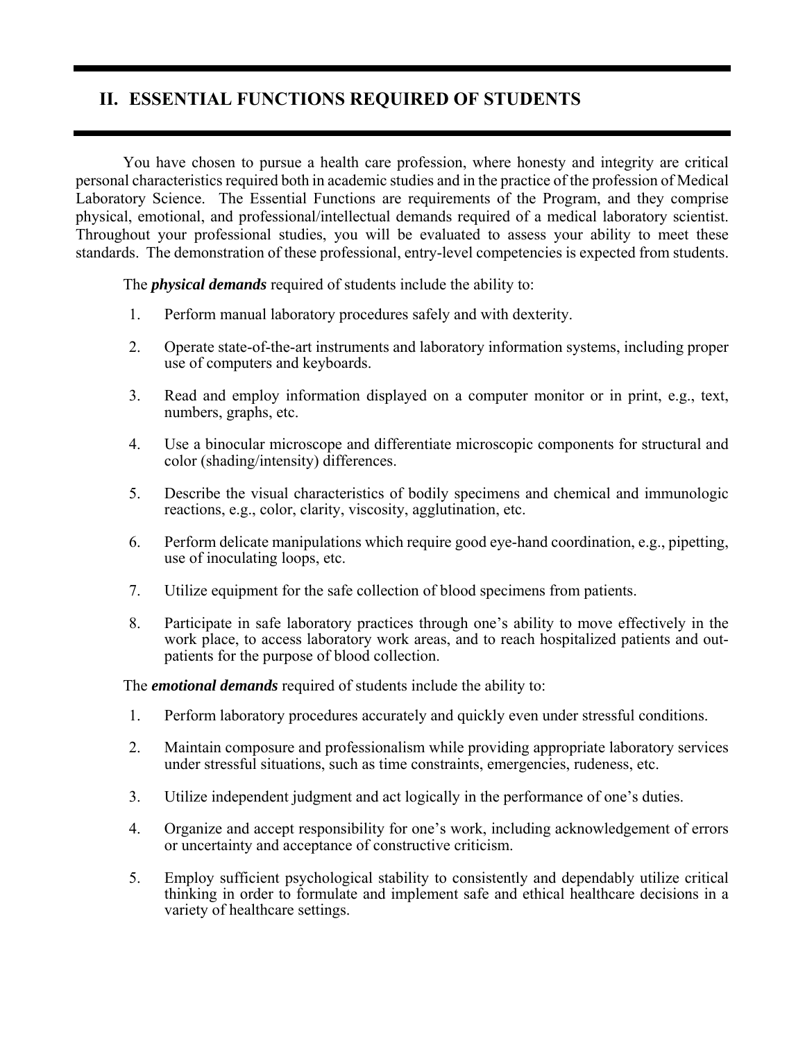## II. ESSENTIAL FUNCTIONS REQUIRED OF STUDENTS

You have chosen to pursue a health care profession, where honesty and integrity are critical personal characteristics required both in academic studies and in the practice of the profession of Medical Laboratory Science. The Essential Functions are requirements of the Program, and they comprise physical, emotional, and professional/intellectual demands required of a medical laboratory scientist. Throughout your professional studies, you will be evaluated to assess your ability to meet these standards. The demonstration of these professional, entry-level competencies is expected from students.

The ***physical demands*** required of students include the ability to:

1. Perform manual laboratory procedures safely and with dexterity.
2. Operate state-of-the-art instruments and laboratory information systems, including proper use of computers and keyboards.
3. Read and employ information displayed on a computer monitor or in print, e.g., text, numbers, graphs, etc.
4. Use a binocular microscope and differentiate microscopic components for structural and color (shading/intensity) differences.
5. Describe the visual characteristics of bodily specimens and chemical and immunologic reactions, e.g., color, clarity, viscosity, agglutination, etc.
6. Perform delicate manipulations which require good eye-hand coordination, e.g., pipetting, use of inoculating loops, etc.
7. Utilize equipment for the safe collection of blood specimens from patients.
8. Participate in safe laboratory practices through one's ability to move effectively in the work place, to access laboratory work areas, and to reach hospitalized patients and out-patients for the purpose of blood collection.

The ***emotional demands*** required of students include the ability to:

1. Perform laboratory procedures accurately and quickly even under stressful conditions.
2. Maintain composure and professionalism while providing appropriate laboratory services under stressful situations, such as time constraints, emergencies, rudeness, etc.
3. Utilize independent judgment and act logically in the performance of one's duties.
4. Organize and accept responsibility for one's work, including acknowledgement of errors or uncertainty and acceptance of constructive criticism.
5. Employ sufficient psychological stability to consistently and dependably utilize critical thinking in order to formulate and implement safe and ethical healthcare decisions in a variety of healthcare settings.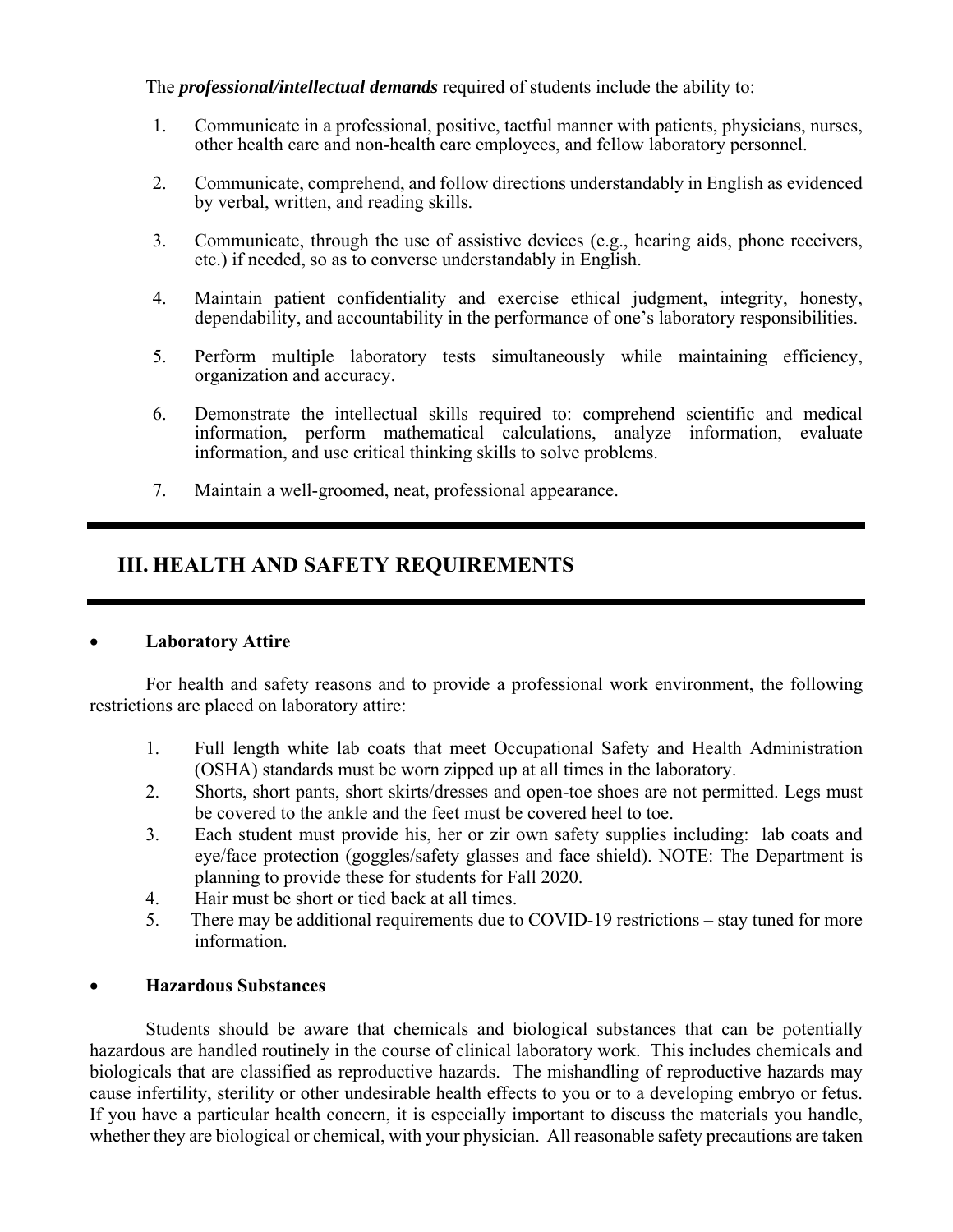The ***professional/intellectual demands*** required of students include the ability to:

1. Communicate in a professional, positive, tactful manner with patients, physicians, nurses, other health care and non-health care employees, and fellow laboratory personnel.

2. Communicate, comprehend, and follow directions understandably in English as evidenced by verbal, written, and reading skills.

3. Communicate, through the use of assistive devices (e.g., hearing aids, phone receivers, etc.) if needed, so as to converse understandably in English.

4. Maintain patient confidentiality and exercise ethical judgment, integrity, honesty, dependability, and accountability in the performance of one's laboratory responsibilities.

5. Perform multiple laboratory tests simultaneously while maintaining efficiency, organization and accuracy.

6. Demonstrate the intellectual skills required to: comprehend scientific and medical information, perform mathematical calculations, analyze information, evaluate information, and use critical thinking skills to solve problems.

7. Maintain a well-groomed, neat, professional appearance.

## III. HEALTH AND SAFETY REQUIREMENTS

- **Laboratory Attire**

For health and safety reasons and to provide a professional work environment, the following restrictions are placed on laboratory attire:

1. Full length white lab coats that meet Occupational Safety and Health Administration (OSHA) standards must be worn zipped up at all times in the laboratory.
2. Shorts, short pants, short skirts/dresses and open-toe shoes are not permitted. Legs must be covered to the ankle and the feet must be covered heel to toe.
3. Each student must provide his, her or zir own safety supplies including: lab coats and eye/face protection (goggles/safety glasses and face shield). NOTE: The Department is planning to provide these for students for Fall 2020.
4. Hair must be short or tied back at all times.
5. There may be additional requirements due to COVID-19 restrictions – stay tuned for more information.

- **Hazardous Substances**

Students should be aware that chemicals and biological substances that can be potentially hazardous are handled routinely in the course of clinical laboratory work. This includes chemicals and biologicals that are classified as reproductive hazards. The mishandling of reproductive hazards may cause infertility, sterility or other undesirable health effects to you or to a developing embryo or fetus. If you have a particular health concern, it is especially important to discuss the materials you handle, whether they are biological or chemical, with your physician. All reasonable safety precautions are taken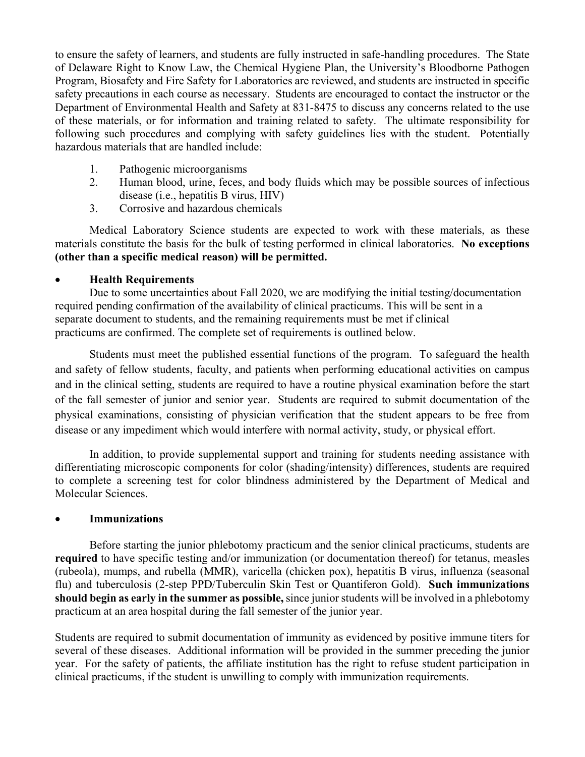to ensure the safety of learners, and students are fully instructed in safe-handling procedures. The State of Delaware Right to Know Law, the Chemical Hygiene Plan, the University's Bloodborne Pathogen Program, Biosafety and Fire Safety for Laboratories are reviewed, and students are instructed in specific safety precautions in each course as necessary. Students are encouraged to contact the instructor or the Department of Environmental Health and Safety at 831-8475 to discuss any concerns related to the use of these materials, or for information and training related to safety. The ultimate responsibility for following such procedures and complying with safety guidelines lies with the student. Potentially hazardous materials that are handled include:

1. Pathogenic microorganisms
2. Human blood, urine, feces, and body fluids which may be possible sources of infectious disease (i.e., hepatitis B virus, HIV)
3. Corrosive and hazardous chemicals

Medical Laboratory Science students are expected to work with these materials, as these materials constitute the basis for the bulk of testing performed in clinical laboratories. **No exceptions (other than a specific medical reason) will be permitted.**

- **Health Requirements**

Due to some uncertainties about Fall 2020, we are modifying the initial testing/documentation required pending confirmation of the availability of clinical practicums. This will be sent in a separate document to students, and the remaining requirements must be met if clinical practicums are confirmed. The complete set of requirements is outlined below.

Students must meet the published essential functions of the program. To safeguard the health and safety of fellow students, faculty, and patients when performing educational activities on campus and in the clinical setting, students are required to have a routine physical examination before the start of the fall semester of junior and senior year. Students are required to submit documentation of the physical examinations, consisting of physician verification that the student appears to be free from disease or any impediment which would interfere with normal activity, study, or physical effort.

In addition, to provide supplemental support and training for students needing assistance with differentiating microscopic components for color (shading/intensity) differences, students are required to complete a screening test for color blindness administered by the Department of Medical and Molecular Sciences.

- **Immunizations**

Before starting the junior phlebotomy practicum and the senior clinical practicums, students are **required** to have specific testing and/or immunization (or documentation thereof) for tetanus, measles (rubeola), mumps, and rubella (MMR), varicella (chicken pox), hepatitis B virus, influenza (seasonal flu) and tuberculosis (2-step PPD/Tuberculin Skin Test or Quantiferon Gold). **Such immunizations should begin as early in the summer as possible,** since junior students will be involved in a phlebotomy practicum at an area hospital during the fall semester of the junior year.

Students are required to submit documentation of immunity as evidenced by positive immune titers for several of these diseases. Additional information will be provided in the summer preceding the junior year. For the safety of patients, the affiliate institution has the right to refuse student participation in clinical practicums, if the student is unwilling to comply with immunization requirements.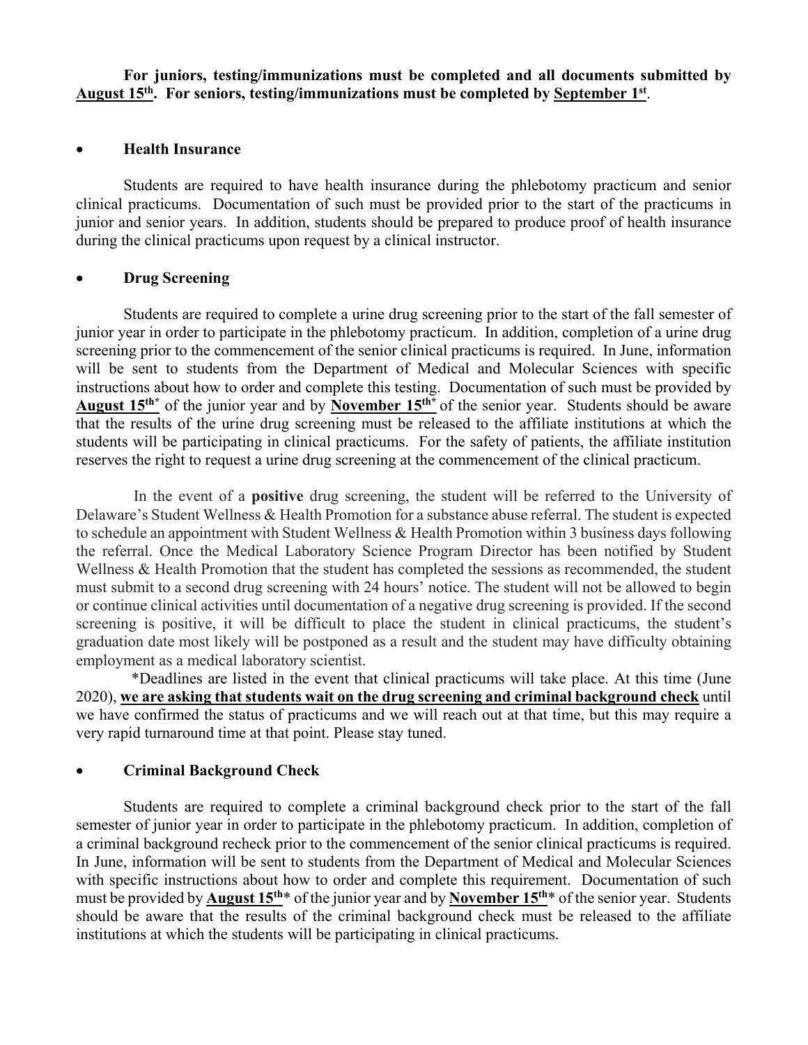**For juniors, testing/immunizations must be completed and all documents submitted by <u>August 15th</u>. For seniors, testing/immunizations must be completed by <u>September 1st</u>.**

- **Health Insurance**

Students are required to have health insurance during the phlebotomy practicum and senior clinical practicums. Documentation of such must be provided prior to the start of the practicums in junior and senior years. In addition, students should be prepared to produce proof of health insurance during the clinical practicums upon request by a clinical instructor.

- **Drug Screening**

Students are required to complete a urine drug screening prior to the start of the fall semester of junior year in order to participate in the phlebotomy practicum. In addition, completion of a urine drug screening prior to the commencement of the senior clinical practicums is required. In June, information will be sent to students from the Department of Medical and Molecular Sciences with specific instructions about how to order and complete this testing. Documentation of such must be provided by **<u>August 15th</u>*** of the junior year and by **<u>November 15th</u>*** of the senior year. Students should be aware that the results of the urine drug screening must be released to the affiliate institutions at which the students will be participating in clinical practicums. For the safety of patients, the affiliate institution reserves the right to request a urine drug screening at the commencement of the clinical practicum.

In the event of a **positive** drug screening, the student will be referred to the University of Delaware's Student Wellness & Health Promotion for a substance abuse referral. The student is expected to schedule an appointment with Student Wellness & Health Promotion within 3 business days following the referral. Once the Medical Laboratory Science Program Director has been notified by Student Wellness & Health Promotion that the student has completed the sessions as recommended, the student must submit to a second drug screening with 24 hours' notice. The student will not be allowed to begin or continue clinical activities until documentation of a negative drug screening is provided. If the second screening is positive, it will be difficult to place the student in clinical practicums, the student's graduation date most likely will be postponed as a result and the student may have difficulty obtaining employment as a medical laboratory scientist.

*Deadlines are listed in the event that clinical practicums will take place. At this time (June 2020), **<u>we are asking that students wait on the drug screening and criminal background check</u>** until we have confirmed the status of practicums and we will reach out at that time, but this may require a very rapid turnaround time at that point. Please stay tuned.

- **Criminal Background Check**

Students are required to complete a criminal background check prior to the start of the fall semester of junior year in order to participate in the phlebotomy practicum. In addition, completion of a criminal background recheck prior to the commencement of the senior clinical practicums is required. In June, information will be sent to students from the Department of Medical and Molecular Sciences with specific instructions about how to order and complete this requirement. Documentation of such must be provided by **<u>August 15th</u>*** of the junior year and by **<u>November 15th</u>*** of the senior year. Students should be aware that the results of the criminal background check must be released to the affiliate institutions at which the students will be participating in clinical practicums.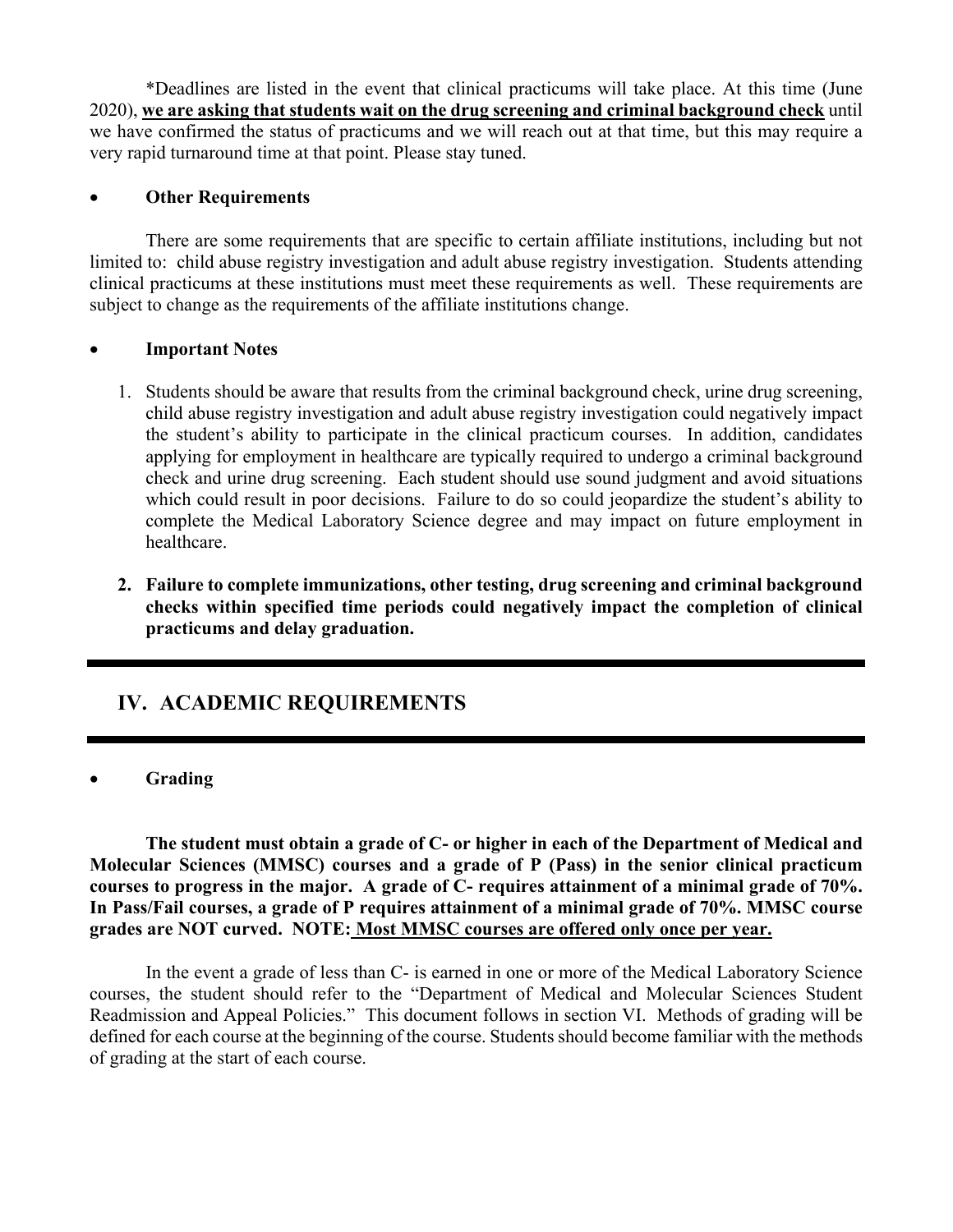*Deadlines are listed in the event that clinical practicums will take place. At this time (June 2020), **we are asking that students wait on the drug screening and criminal background check** until we have confirmed the status of practicums and we will reach out at that time, but this may require a very rapid turnaround time at that point. Please stay tuned.

- **Other Requirements**

There are some requirements that are specific to certain affiliate institutions, including but not limited to: child abuse registry investigation and adult abuse registry investigation. Students attending clinical practicums at these institutions must meet these requirements as well. These requirements are subject to change as the requirements of the affiliate institutions change.

- **Important Notes**

1. Students should be aware that results from the criminal background check, urine drug screening, child abuse registry investigation and adult abuse registry investigation could negatively impact the student's ability to participate in the clinical practicum courses. In addition, candidates applying for employment in healthcare are typically required to undergo a criminal background check and urine drug screening. Each student should use sound judgment and avoid situations which could result in poor decisions. Failure to do so could jeopardize the student's ability to complete the Medical Laboratory Science degree and may impact on future employment in healthcare.
2. **Failure to complete immunizations, other testing, drug screening and criminal background checks within specified time periods could negatively impact the completion of clinical practicums and delay graduation.**

---

## IV. ACADEMIC REQUIREMENTS

---

- **Grading**

**The student must obtain a grade of C- or higher in each of the Department of Medical and Molecular Sciences (MMSC) courses and a grade of P (Pass) in the senior clinical practicum courses to progress in the major. A grade of C- requires attainment of a minimal grade of 70%. In Pass/Fail courses, a grade of P requires attainment of a minimal grade of 70%. MMSC course grades are NOT curved. NOTE: Most MMSC courses are offered only once per year.**

In the event a grade of less than C- is earned in one or more of the Medical Laboratory Science courses, the student should refer to the "Department of Medical and Molecular Sciences Student Readmission and Appeal Policies." This document follows in section VI. Methods of grading will be defined for each course at the beginning of the course. Students should become familiar with the methods of grading at the start of each course.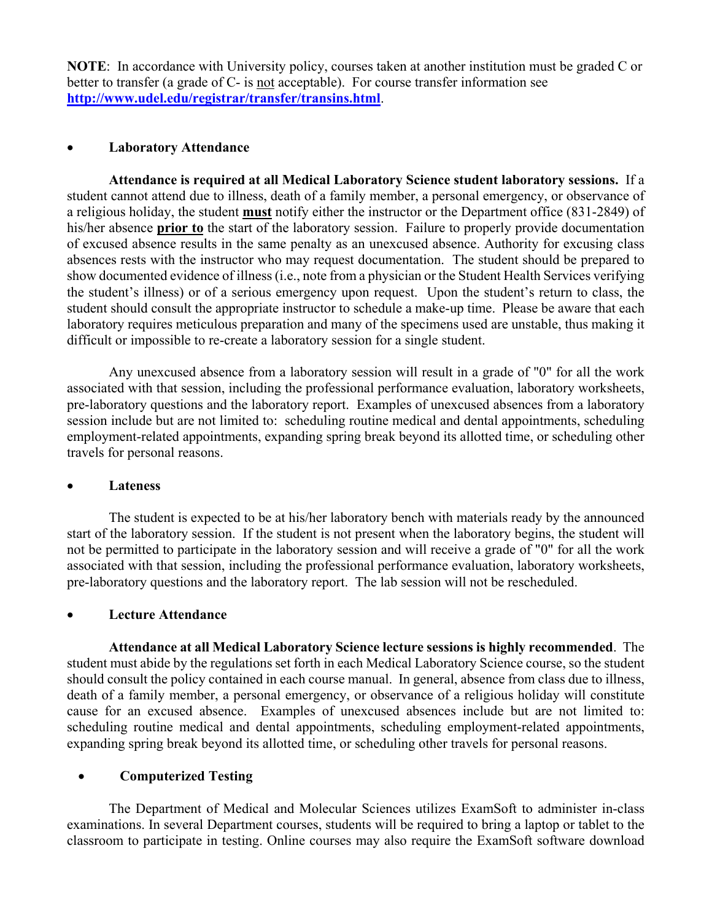**NOTE**: In accordance with University policy, courses taken at another institution must be graded C or better to transfer (a grade of C- is not acceptable). For course transfer information see **http://www.udel.edu/registrar/transfer/transins.html**.

- **Laboratory Attendance**

**Attendance is required at all Medical Laboratory Science student laboratory sessions.** If a student cannot attend due to illness, death of a family member, a personal emergency, or observance of a religious holiday, the student **must** notify either the instructor or the Department office (831-2849) of his/her absence **prior to** the start of the laboratory session. Failure to properly provide documentation of excused absence results in the same penalty as an unexcused absence. Authority for excusing class absences rests with the instructor who may request documentation. The student should be prepared to show documented evidence of illness (i.e., note from a physician or the Student Health Services verifying the student's illness) or of a serious emergency upon request. Upon the student's return to class, the student should consult the appropriate instructor to schedule a make-up time. Please be aware that each laboratory requires meticulous preparation and many of the specimens used are unstable, thus making it difficult or impossible to re-create a laboratory session for a single student.

Any unexcused absence from a laboratory session will result in a grade of "0" for all the work associated with that session, including the professional performance evaluation, laboratory worksheets, pre-laboratory questions and the laboratory report. Examples of unexcused absences from a laboratory session include but are not limited to: scheduling routine medical and dental appointments, scheduling employment-related appointments, expanding spring break beyond its allotted time, or scheduling other travels for personal reasons.

- **Lateness**

The student is expected to be at his/her laboratory bench with materials ready by the announced start of the laboratory session. If the student is not present when the laboratory begins, the student will not be permitted to participate in the laboratory session and will receive a grade of "0" for all the work associated with that session, including the professional performance evaluation, laboratory worksheets, pre-laboratory questions and the laboratory report. The lab session will not be rescheduled.

- **Lecture Attendance**

**Attendance at all Medical Laboratory Science lecture sessions is highly recommended**. The student must abide by the regulations set forth in each Medical Laboratory Science course, so the student should consult the policy contained in each course manual. In general, absence from class due to illness, death of a family member, a personal emergency, or observance of a religious holiday will constitute cause for an excused absence. Examples of unexcused absences include but are not limited to: scheduling routine medical and dental appointments, scheduling employment-related appointments, expanding spring break beyond its allotted time, or scheduling other travels for personal reasons.

- **Computerized Testing**

The Department of Medical and Molecular Sciences utilizes ExamSoft to administer in-class examinations. In several Department courses, students will be required to bring a laptop or tablet to the classroom to participate in testing. Online courses may also require the ExamSoft software download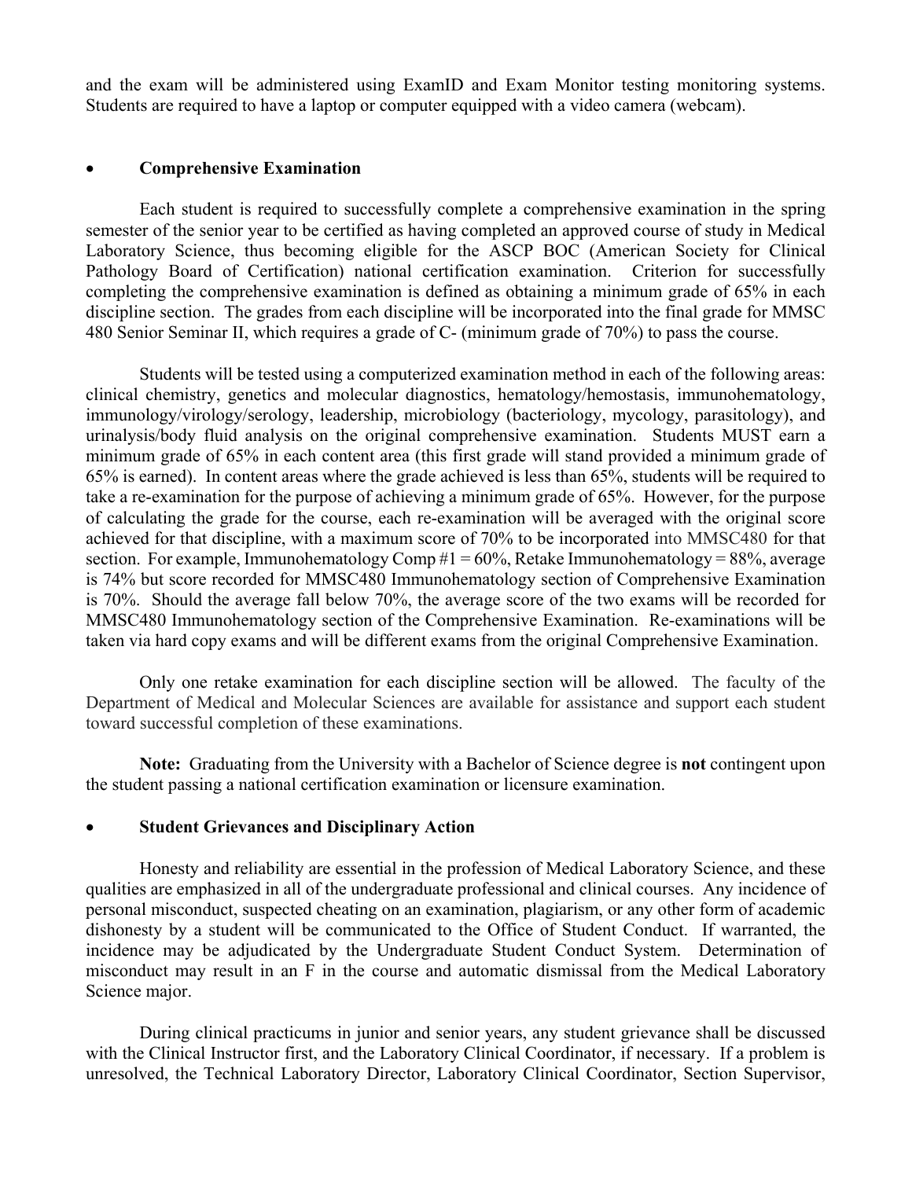and the exam will be administered using ExamID and Exam Monitor testing monitoring systems. Students are required to have a laptop or computer equipped with a video camera (webcam).

- **Comprehensive Examination**

Each student is required to successfully complete a comprehensive examination in the spring semester of the senior year to be certified as having completed an approved course of study in Medical Laboratory Science, thus becoming eligible for the ASCP BOC (American Society for Clinical Pathology Board of Certification) national certification examination. Criterion for successfully completing the comprehensive examination is defined as obtaining a minimum grade of 65% in each discipline section. The grades from each discipline will be incorporated into the final grade for MMSC 480 Senior Seminar II, which requires a grade of C- (minimum grade of 70%) to pass the course.

Students will be tested using a computerized examination method in each of the following areas: clinical chemistry, genetics and molecular diagnostics, hematology/hemostasis, immunohematology, immunology/virology/serology, leadership, microbiology (bacteriology, mycology, parasitology), and urinalysis/body fluid analysis on the original comprehensive examination. Students MUST earn a minimum grade of 65% in each content area (this first grade will stand provided a minimum grade of 65% is earned). In content areas where the grade achieved is less than 65%, students will be required to take a re-examination for the purpose of achieving a minimum grade of 65%. However, for the purpose of calculating the grade for the course, each re-examination will be averaged with the original score achieved for that discipline, with a maximum score of 70% to be incorporated into MMSC480 for that section. For example, Immunohematology Comp #1 = 60%, Retake Immunohematology = 88%, average is 74% but score recorded for MMSC480 Immunohematology section of Comprehensive Examination is 70%. Should the average fall below 70%, the average score of the two exams will be recorded for MMSC480 Immunohematology section of the Comprehensive Examination. Re-examinations will be taken via hard copy exams and will be different exams from the original Comprehensive Examination.

Only one retake examination for each discipline section will be allowed. The faculty of the Department of Medical and Molecular Sciences are available for assistance and support each student toward successful completion of these examinations.

**Note:** Graduating from the University with a Bachelor of Science degree is **not** contingent upon the student passing a national certification examination or licensure examination.

- **Student Grievances and Disciplinary Action**

Honesty and reliability are essential in the profession of Medical Laboratory Science, and these qualities are emphasized in all of the undergraduate professional and clinical courses. Any incidence of personal misconduct, suspected cheating on an examination, plagiarism, or any other form of academic dishonesty by a student will be communicated to the Office of Student Conduct. If warranted, the incidence may be adjudicated by the Undergraduate Student Conduct System. Determination of misconduct may result in an F in the course and automatic dismissal from the Medical Laboratory Science major.

During clinical practicums in junior and senior years, any student grievance shall be discussed with the Clinical Instructor first, and the Laboratory Clinical Coordinator, if necessary. If a problem is unresolved, the Technical Laboratory Director, Laboratory Clinical Coordinator, Section Supervisor,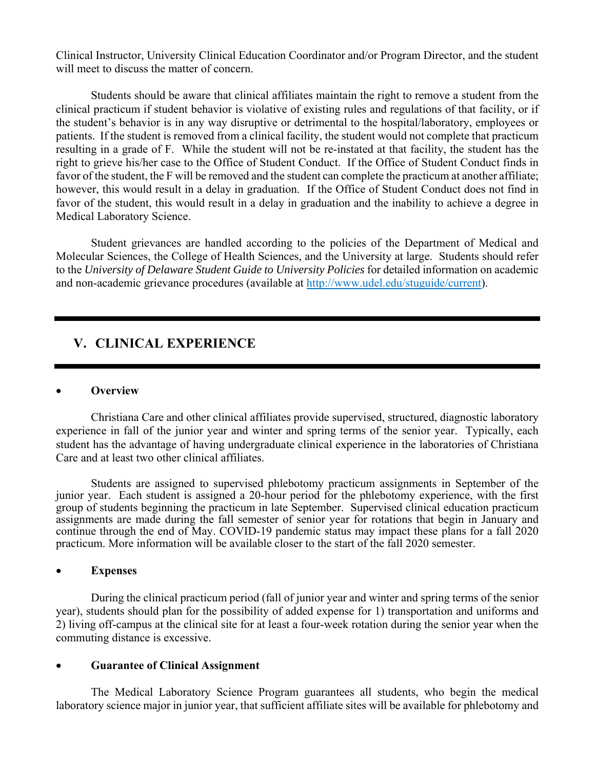Clinical Instructor, University Clinical Education Coordinator and/or Program Director, and the student will meet to discuss the matter of concern.

Students should be aware that clinical affiliates maintain the right to remove a student from the clinical practicum if student behavior is violative of existing rules and regulations of that facility, or if the student's behavior is in any way disruptive or detrimental to the hospital/laboratory, employees or patients. If the student is removed from a clinical facility, the student would not complete that practicum resulting in a grade of F. While the student will not be re-instated at that facility, the student has the right to grieve his/her case to the Office of Student Conduct. If the Office of Student Conduct finds in favor of the student, the F will be removed and the student can complete the practicum at another affiliate; however, this would result in a delay in graduation. If the Office of Student Conduct does not find in favor of the student, this would result in a delay in graduation and the inability to achieve a degree in Medical Laboratory Science.

Student grievances are handled according to the policies of the Department of Medical and Molecular Sciences, the College of Health Sciences, and the University at large. Students should refer to the *University of Delaware Student Guide to University Policies* for detailed information on academic and non-academic grievance procedures (available at http://www.udel.edu/stuguide/current).

## V. CLINICAL EXPERIENCE

- **Overview**

Christiana Care and other clinical affiliates provide supervised, structured, diagnostic laboratory experience in fall of the junior year and winter and spring terms of the senior year. Typically, each student has the advantage of having undergraduate clinical experience in the laboratories of Christiana Care and at least two other clinical affiliates.

Students are assigned to supervised phlebotomy practicum assignments in September of the junior year. Each student is assigned a 20-hour period for the phlebotomy experience, with the first group of students beginning the practicum in late September. Supervised clinical education practicum assignments are made during the fall semester of senior year for rotations that begin in January and continue through the end of May. COVID-19 pandemic status may impact these plans for a fall 2020 practicum. More information will be available closer to the start of the fall 2020 semester.

- **Expenses**

During the clinical practicum period (fall of junior year and winter and spring terms of the senior year), students should plan for the possibility of added expense for 1) transportation and uniforms and 2) living off-campus at the clinical site for at least a four-week rotation during the senior year when the commuting distance is excessive.

- **Guarantee of Clinical Assignment**

The Medical Laboratory Science Program guarantees all students, who begin the medical laboratory science major in junior year, that sufficient affiliate sites will be available for phlebotomy and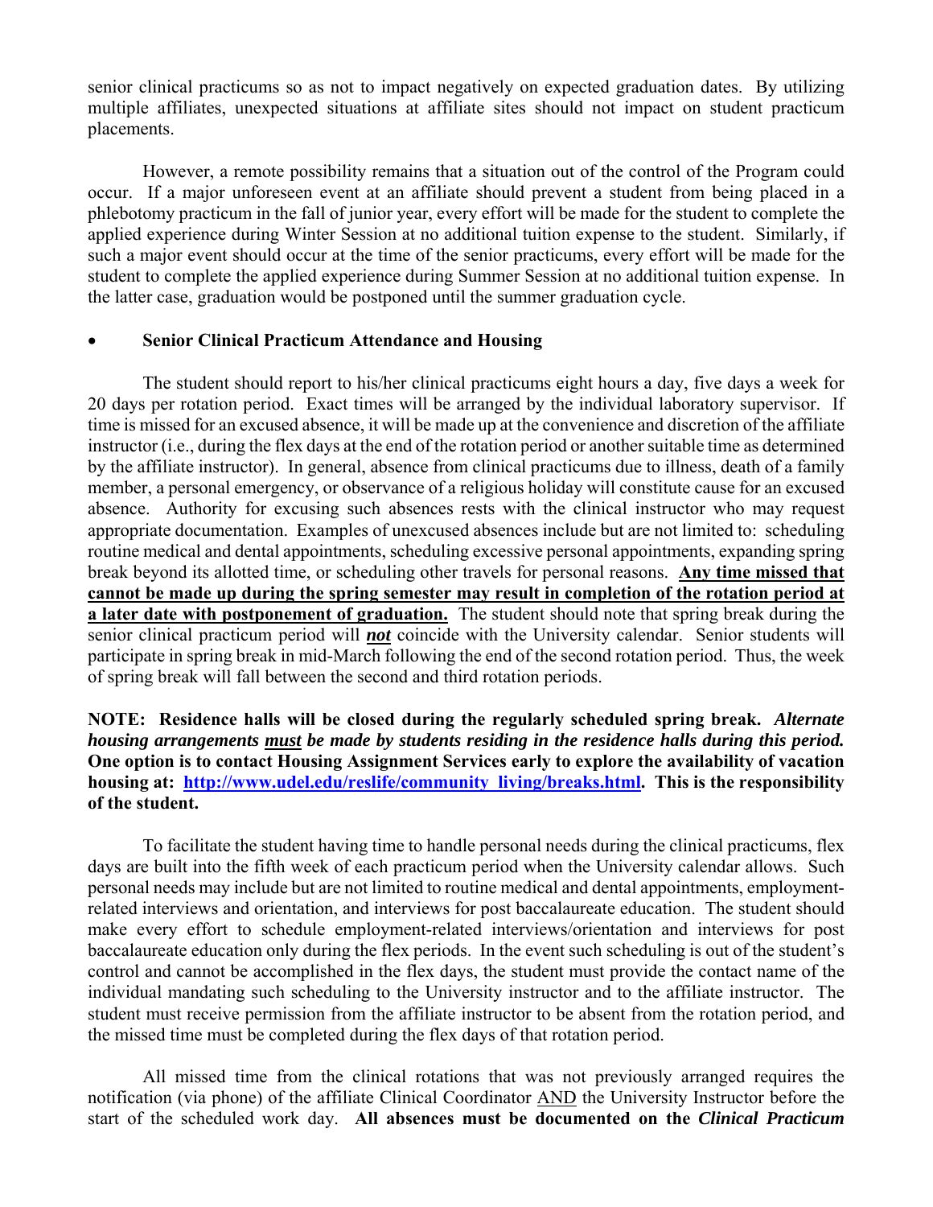senior clinical practicums so as not to impact negatively on expected graduation dates. By utilizing multiple affiliates, unexpected situations at affiliate sites should not impact on student practicum placements.

However, a remote possibility remains that a situation out of the control of the Program could occur. If a major unforeseen event at an affiliate should prevent a student from being placed in a phlebotomy practicum in the fall of junior year, every effort will be made for the student to complete the applied experience during Winter Session at no additional tuition expense to the student. Similarly, if such a major event should occur at the time of the senior practicums, every effort will be made for the student to complete the applied experience during Summer Session at no additional tuition expense. In the latter case, graduation would be postponed until the summer graduation cycle.

- **Senior Clinical Practicum Attendance and Housing**

The student should report to his/her clinical practicums eight hours a day, five days a week for 20 days per rotation period. Exact times will be arranged by the individual laboratory supervisor. If time is missed for an excused absence, it will be made up at the convenience and discretion of the affiliate instructor (i.e., during the flex days at the end of the rotation period or another suitable time as determined by the affiliate instructor). In general, absence from clinical practicums due to illness, death of a family member, a personal emergency, or observance of a religious holiday will constitute cause for an excused absence. Authority for excusing such absences rests with the clinical instructor who may request appropriate documentation. Examples of unexcused absences include but are not limited to: scheduling routine medical and dental appointments, scheduling excessive personal appointments, expanding spring break beyond its allotted time, or scheduling other travels for personal reasons. **Any time missed that cannot be made up during the spring semester may result in completion of the rotation period at a later date with postponement of graduation.** The student should note that spring break during the senior clinical practicum period will ***not*** coincide with the University calendar. Senior students will participate in spring break in mid-March following the end of the second rotation period. Thus, the week of spring break will fall between the second and third rotation periods.

**NOTE: Residence halls will be closed during the regularly scheduled spring break.** ***Alternate housing arrangements must be made by students residing in the residence halls during this period.*** **One option is to contact Housing Assignment Services early to explore the availability of vacation housing at: http://www.udel.edu/reslife/community_living/breaks.html. This is the responsibility of the student.**

To facilitate the student having time to handle personal needs during the clinical practicums, flex days are built into the fifth week of each practicum period when the University calendar allows. Such personal needs may include but are not limited to routine medical and dental appointments, employment-related interviews and orientation, and interviews for post baccalaureate education. The student should make every effort to schedule employment-related interviews/orientation and interviews for post baccalaureate education only during the flex periods. In the event such scheduling is out of the student's control and cannot be accomplished in the flex days, the student must provide the contact name of the individual mandating such scheduling to the University instructor and to the affiliate instructor. The student must receive permission from the affiliate instructor to be absent from the rotation period, and the missed time must be completed during the flex days of that rotation period.

All missed time from the clinical rotations that was not previously arranged requires the notification (via phone) of the affiliate Clinical Coordinator AND the University Instructor before the start of the scheduled work day. **All absences must be documented on the *Clinical Practicum***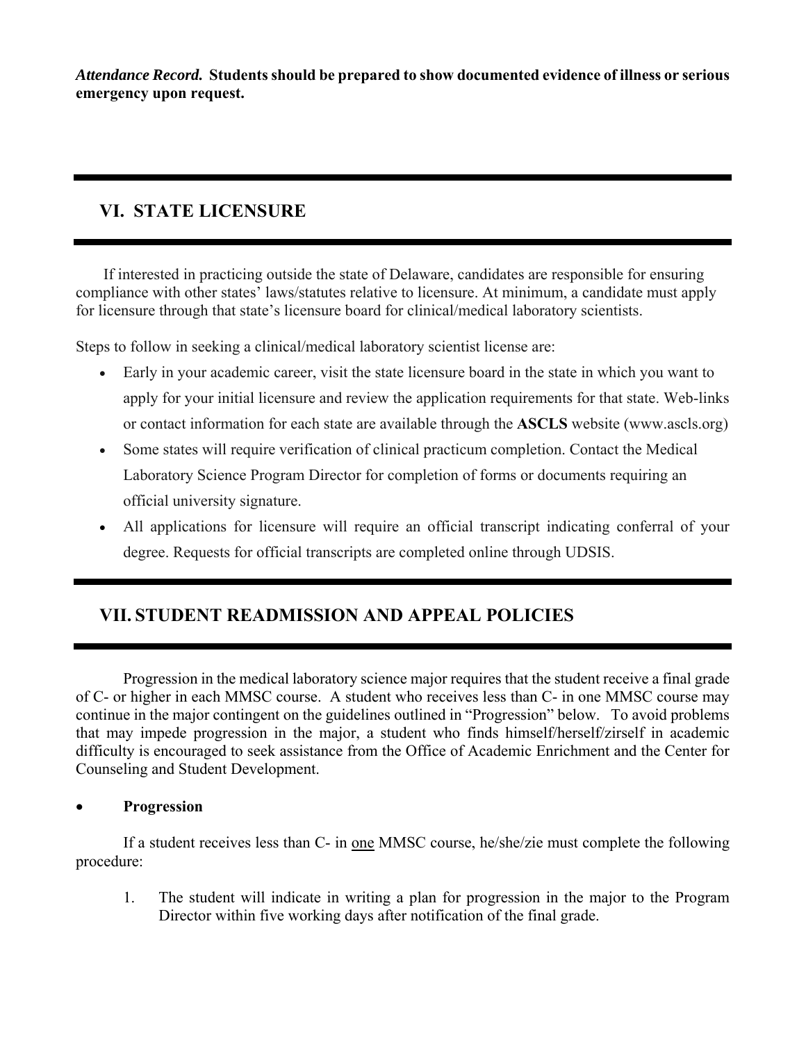***Attendance Record.*** **Students should be prepared to show documented evidence of illness or serious emergency upon request.**

## VI. STATE LICENSURE

If interested in practicing outside the state of Delaware, candidates are responsible for ensuring compliance with other states' laws/statutes relative to licensure. At minimum, a candidate must apply for licensure through that state's licensure board for clinical/medical laboratory scientists.

Steps to follow in seeking a clinical/medical laboratory scientist license are:

- Early in your academic career, visit the state licensure board in the state in which you want to apply for your initial licensure and review the application requirements for that state. Web-links or contact information for each state are available through the **ASCLS** website (www.ascls.org)
- Some states will require verification of clinical practicum completion. Contact the Medical Laboratory Science Program Director for completion of forms or documents requiring an official university signature.
- All applications for licensure will require an official transcript indicating conferral of your degree. Requests for official transcripts are completed online through UDSIS.

## VII. STUDENT READMISSION AND APPEAL POLICIES

Progression in the medical laboratory science major requires that the student receive a final grade of C- or higher in each MMSC course. A student who receives less than C- in one MMSC course may continue in the major contingent on the guidelines outlined in "Progression" below. To avoid problems that may impede progression in the major, a student who finds himself/herself/zirself in academic difficulty is encouraged to seek assistance from the Office of Academic Enrichment and the Center for Counseling and Student Development.

- **Progression**

If a student receives less than C- in <u>one</u> MMSC course, he/she/zie must complete the following procedure:

1. The student will indicate in writing a plan for progression in the major to the Program Director within five working days after notification of the final grade.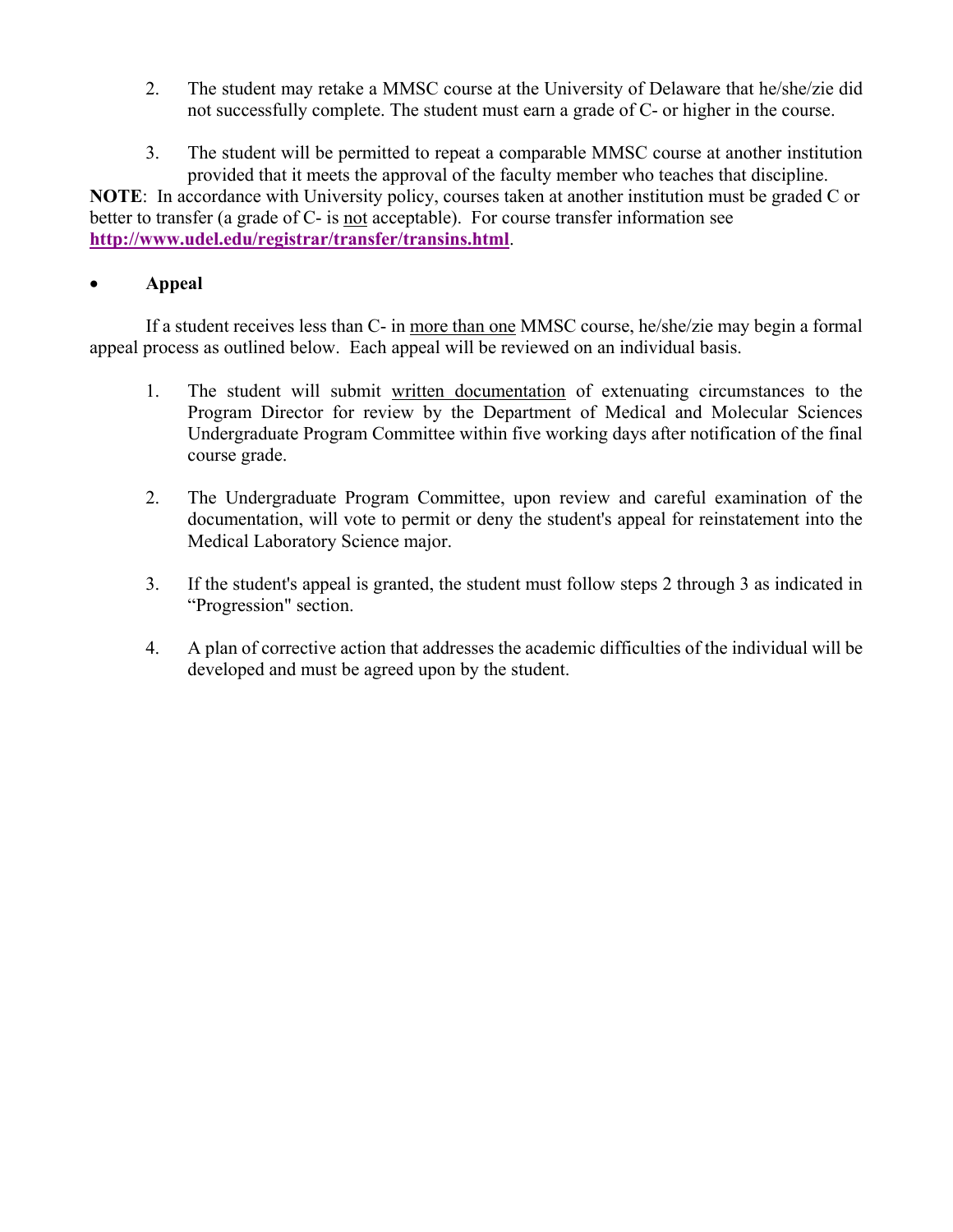2. The student may retake a MMSC course at the University of Delaware that he/she/zie did not successfully complete. The student must earn a grade of C- or higher in the course.

3. The student will be permitted to repeat a comparable MMSC course at another institution provided that it meets the approval of the faculty member who teaches that discipline.

**NOTE**: In accordance with University policy, courses taken at another institution must be graded C or better to transfer (a grade of C- is <u>not</u> acceptable). For course transfer information see **http://www.udel.edu/registrar/transfer/transins.html**.

- **Appeal**

If a student receives less than C- in <u>more than one</u> MMSC course, he/she/zie may begin a formal appeal process as outlined below. Each appeal will be reviewed on an individual basis.

1. The student will submit <u>written documentation</u> of extenuating circumstances to the Program Director for review by the Department of Medical and Molecular Sciences Undergraduate Program Committee within five working days after notification of the final course grade.

2. The Undergraduate Program Committee, upon review and careful examination of the documentation, will vote to permit or deny the student's appeal for reinstatement into the Medical Laboratory Science major.

3. If the student's appeal is granted, the student must follow steps 2 through 3 as indicated in "Progression" section.

4. A plan of corrective action that addresses the academic difficulties of the individual will be developed and must be agreed upon by the student.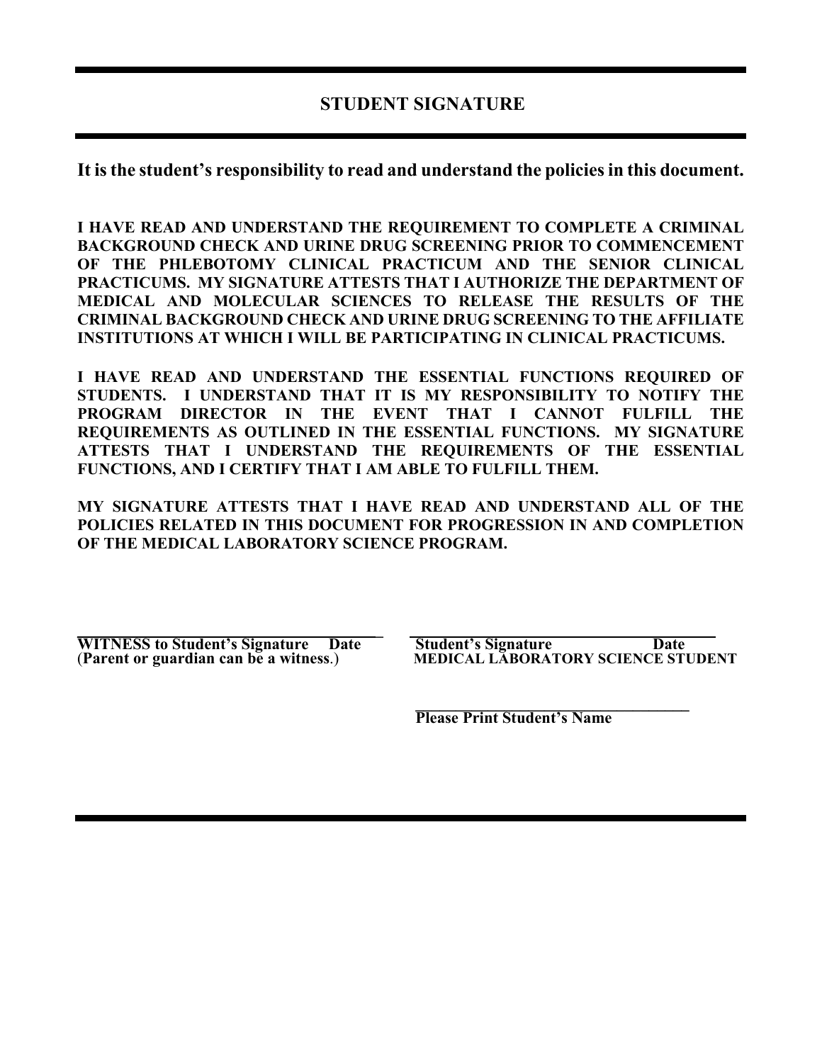## STUDENT SIGNATURE

**It is the student's responsibility to read and understand the policies in this document.**

**I HAVE READ AND UNDERSTAND THE REQUIREMENT TO COMPLETE A CRIMINAL BACKGROUND CHECK AND URINE DRUG SCREENING PRIOR TO COMMENCEMENT OF THE PHLEBOTOMY CLINICAL PRACTICUM AND THE SENIOR CLINICAL PRACTICUMS. MY SIGNATURE ATTESTS THAT I AUTHORIZE THE DEPARTMENT OF MEDICAL AND MOLECULAR SCIENCES TO RELEASE THE RESULTS OF THE CRIMINAL BACKGROUND CHECK AND URINE DRUG SCREENING TO THE AFFILIATE INSTITUTIONS AT WHICH I WILL BE PARTICIPATING IN CLINICAL PRACTICUMS.**

**I HAVE READ AND UNDERSTAND THE ESSENTIAL FUNCTIONS REQUIRED OF STUDENTS. I UNDERSTAND THAT IT IS MY RESPONSIBILITY TO NOTIFY THE PROGRAM DIRECTOR IN THE EVENT THAT I CANNOT FULFILL THE REQUIREMENTS AS OUTLINED IN THE ESSENTIAL FUNCTIONS. MY SIGNATURE ATTESTS THAT I UNDERSTAND THE REQUIREMENTS OF THE ESSENTIAL FUNCTIONS, AND I CERTIFY THAT I AM ABLE TO FULFILL THEM.**

**MY SIGNATURE ATTESTS THAT I HAVE READ AND UNDERSTAND ALL OF THE POLICIES RELATED IN THIS DOCUMENT FOR PROGRESSION IN AND COMPLETION OF THE MEDICAL LABORATORY SCIENCE PROGRAM.**

\_\_\_\_\_\_\_\_\_\_\_\_\_\_\_\_\_\_\_\_\_\_\_\_\_\_\_\_\_\_\_\_\_\_\_\_
**WITNESS to Student's Signature Date**
**(Parent or guardian can be a witness.)**

\_\_\_\_\_\_\_\_\_\_\_\_\_\_\_\_\_\_\_\_\_\_\_\_\_\_\_\_\_\_\_\_\_\_\_\_
**Student's Signature Date**
**MEDICAL LABORATORY SCIENCE STUDENT**

\_\_\_\_\_\_\_\_\_\_\_\_\_\_\_\_\_\_\_\_\_\_\_\_\_\_\_\_\_\_\_\_\_\_\_\_
**Please Print Student's Name**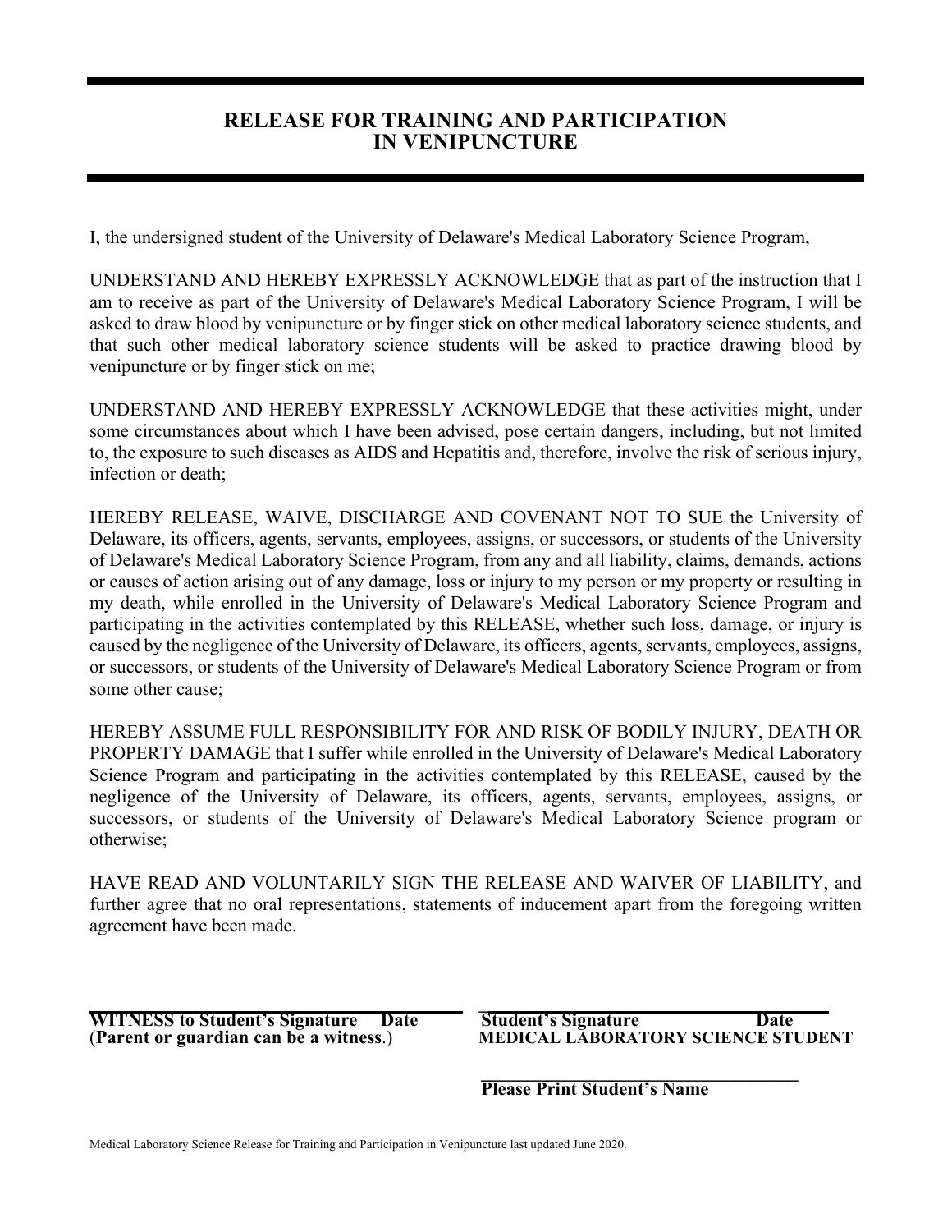# RELEASE FOR TRAINING AND PARTICIPATION IN VENIPUNCTURE

I, the undersigned student of the University of Delaware's Medical Laboratory Science Program,

UNDERSTAND AND HEREBY EXPRESSLY ACKNOWLEDGE that as part of the instruction that I am to receive as part of the University of Delaware's Medical Laboratory Science Program, I will be asked to draw blood by venipuncture or by finger stick on other medical laboratory science students, and that such other medical laboratory science students will be asked to practice drawing blood by venipuncture or by finger stick on me;

UNDERSTAND AND HEREBY EXPRESSLY ACKNOWLEDGE that these activities might, under some circumstances about which I have been advised, pose certain dangers, including, but not limited to, the exposure to such diseases as AIDS and Hepatitis and, therefore, involve the risk of serious injury, infection or death;

HEREBY RELEASE, WAIVE, DISCHARGE AND COVENANT NOT TO SUE the University of Delaware, its officers, agents, servants, employees, assigns, or successors, or students of the University of Delaware's Medical Laboratory Science Program, from any and all liability, claims, demands, actions or causes of action arising out of any damage, loss or injury to my person or my property or resulting in my death, while enrolled in the University of Delaware's Medical Laboratory Science Program and participating in the activities contemplated by this RELEASE, whether such loss, damage, or injury is caused by the negligence of the University of Delaware, its officers, agents, servants, employees, assigns, or successors, or students of the University of Delaware's Medical Laboratory Science Program or from some other cause;

HEREBY ASSUME FULL RESPONSIBILITY FOR AND RISK OF BODILY INJURY, DEATH OR PROPERTY DAMAGE that I suffer while enrolled in the University of Delaware's Medical Laboratory Science Program and participating in the activities contemplated by this RELEASE, caused by the negligence of the University of Delaware, its officers, agents, servants, employees, assigns, or successors, or students of the University of Delaware's Medical Laboratory Science program or otherwise;

HAVE READ AND VOLUNTARILY SIGN THE RELEASE AND WAIVER OF LIABILITY, and further agree that no oral representations, statements of inducement apart from the foregoing written agreement have been made.

________________________________________ &nbsp;&nbsp;&nbsp;&nbsp; ________________________________________

**WITNESS to Student's Signature &nbsp;&nbsp; Date** &nbsp;&nbsp;&nbsp;&nbsp; **Student's Signature &nbsp;&nbsp; Date**

**(Parent or guardian can be a witness.)** &nbsp;&nbsp;&nbsp;&nbsp; **MEDICAL LABORATORY SCIENCE STUDENT**

________________________________________

**Please Print Student's Name**

Medical Laboratory Science Release for Training and Participation in Venipuncture last updated June 2020.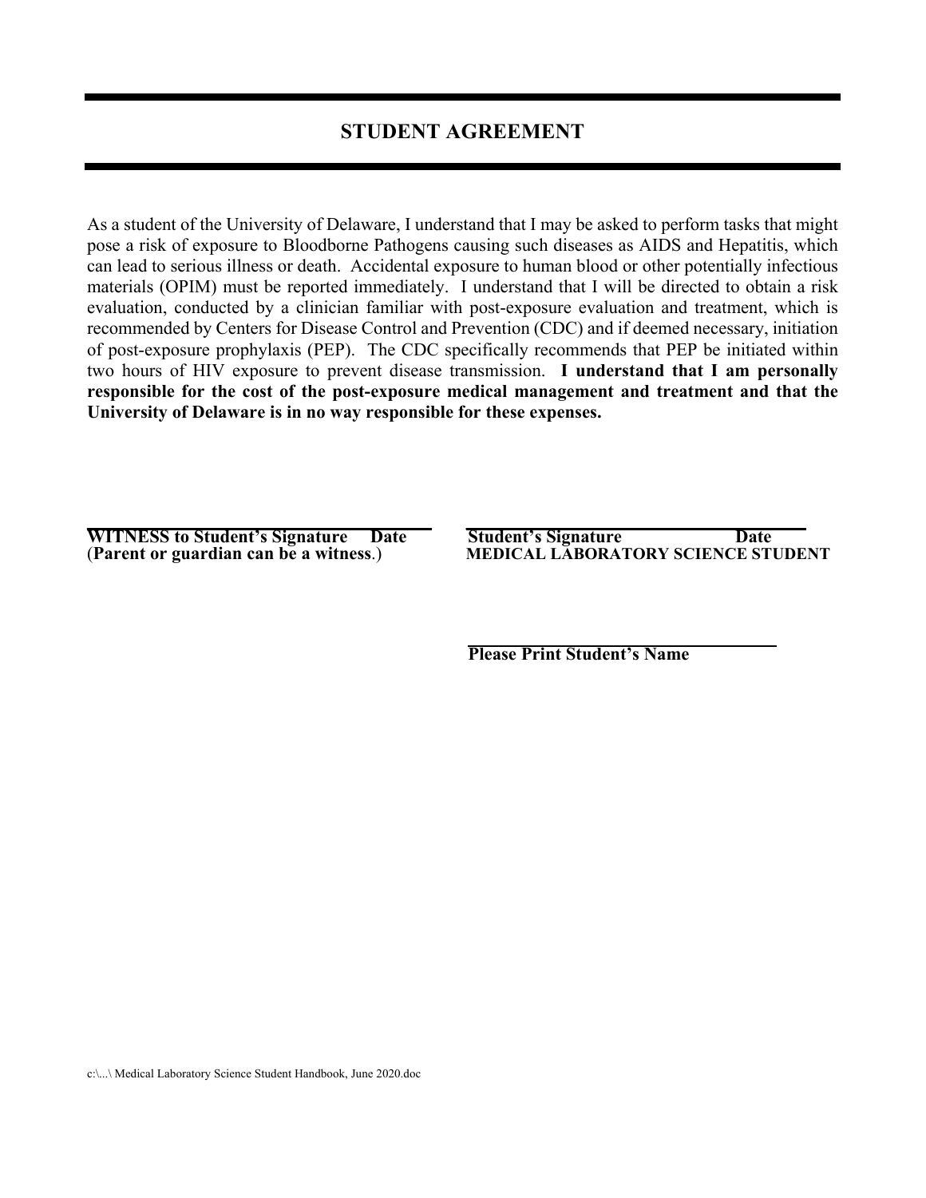# STUDENT AGREEMENT

As a student of the University of Delaware, I understand that I may be asked to perform tasks that might pose a risk of exposure to Bloodborne Pathogens causing such diseases as AIDS and Hepatitis, which can lead to serious illness or death. Accidental exposure to human blood or other potentially infectious materials (OPIM) must be reported immediately. I understand that I will be directed to obtain a risk evaluation, conducted by a clinician familiar with post-exposure evaluation and treatment, which is recommended by Centers for Disease Control and Prevention (CDC) and if deemed necessary, initiation of post-exposure prophylaxis (PEP). The CDC specifically recommends that PEP be initiated within two hours of HIV exposure to prevent disease transmission. **I understand that I am personally responsible for the cost of the post-exposure medical management and treatment and that the University of Delaware is in no way responsible for these expenses.**

\_\_\_\_\_\_\_\_\_\_\_\_\_\_\_\_\_\_\_\_\_\_\_\_\_\_\_\_\_\_\_\_\_\_\_\_
**WITNESS to Student's Signature Date**
(**Parent or guardian can be a witness**.)

\_\_\_\_\_\_\_\_\_\_\_\_\_\_\_\_\_\_\_\_\_\_\_\_\_\_\_\_\_\_\_\_\_\_\_\_
**Student's Signature Date**
**MEDICAL LABORATORY SCIENCE STUDENT**

\_\_\_\_\_\_\_\_\_\_\_\_\_\_\_\_\_\_\_\_\_\_\_\_\_\_\_\_\_\_\_\_\_\_\_\_
**Please Print Student's Name**

c:\...\ Medical Laboratory Science Student Handbook, June 2020.doc